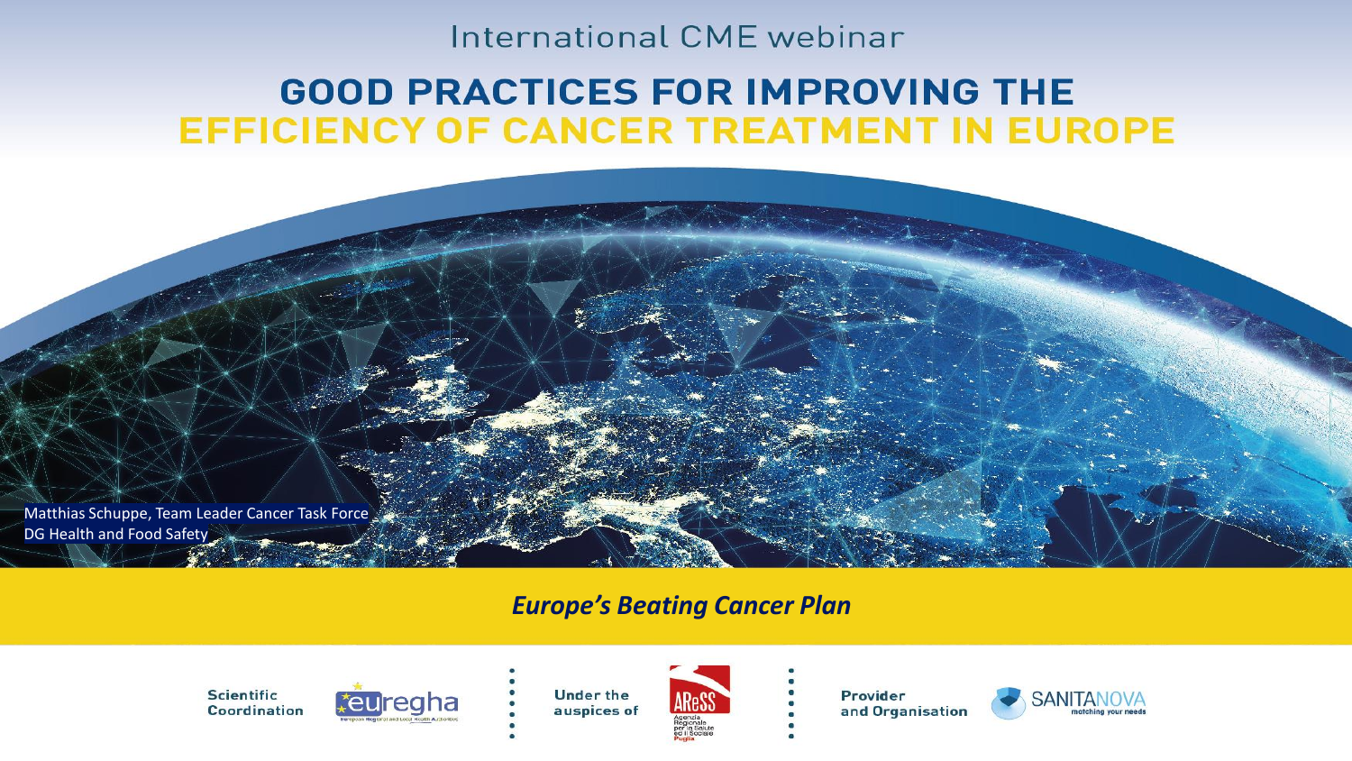International CME webinar

# GOOD PRACTICES FOR IMPROVING THE EFFICIENCY OF CANCER TREATMENT IN EUROPE

Matthias Schuppe, Team Leader Cancer Task Force
DG Health and Food Safety

***Europe's Beating Cancer Plan***

**Scientific Coordination** euregha

**Under the auspices of** AReSS Agenzia Regionale per la Salute ed il Sociale Puglia

**Provider and Organisation** SANITANOVA matching your needs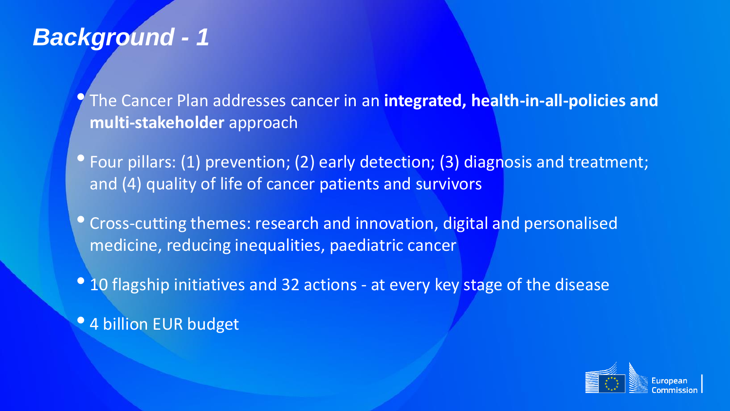# *Background - 1*

- The Cancer Plan addresses cancer in an **integrated, health-in-all-policies and multi-stakeholder** approach
- Four pillars: (1) prevention; (2) early detection; (3) diagnosis and treatment; and (4) quality of life of cancer patients and survivors
- Cross-cutting themes: research and innovation, digital and personalised medicine, reducing inequalities, paediatric cancer
- 10 flagship initiatives and 32 actions - at every key stage of the disease
- 4 billion EUR budget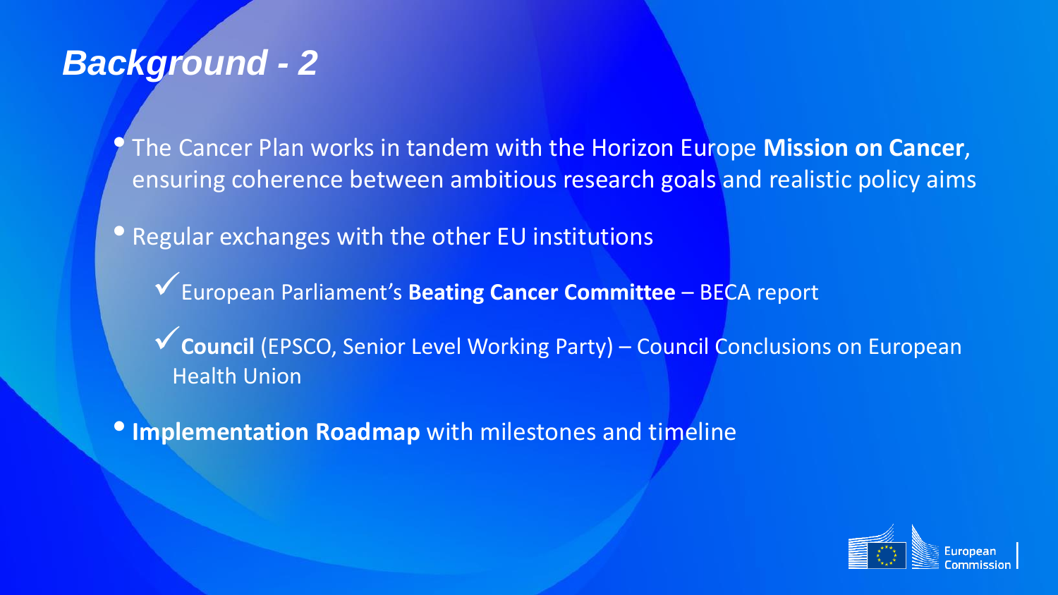# *Background - 2*

- The Cancer Plan works in tandem with the Horizon Europe **Mission on Cancer**, ensuring coherence between ambitious research goals and realistic policy aims
- Regular exchanges with the other EU institutions
  - ✓ European Parliament's **Beating Cancer Committee** – BECA report
  - ✓ **Council** (EPSCO, Senior Level Working Party) – Council Conclusions on European Health Union
- **Implementation Roadmap** with milestones and timeline

European Commission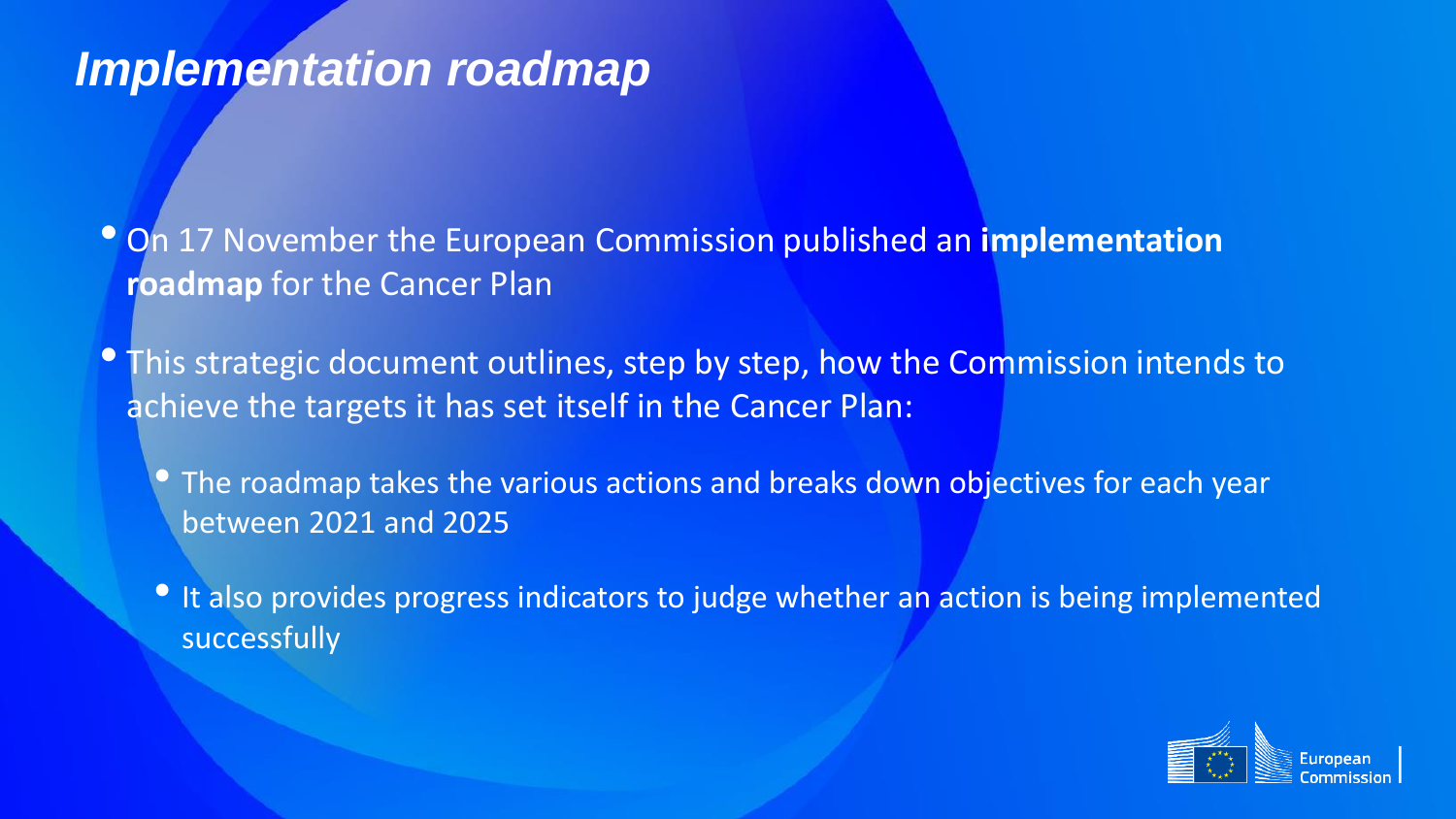# *Implementation roadmap*

- On 17 November the European Commission published an **implementation roadmap** for the Cancer Plan
- This strategic document outlines, step by step, how the Commission intends to achieve the targets it has set itself in the Cancer Plan:
  - The roadmap takes the various actions and breaks down objectives for each year between 2021 and 2025
  - It also provides progress indicators to judge whether an action is being implemented successfully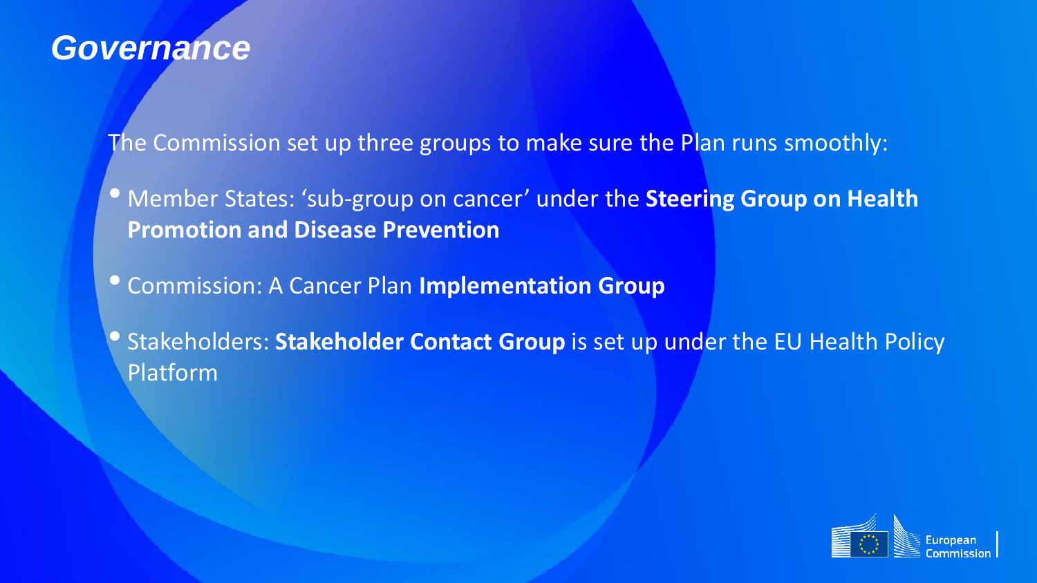# *Governance*

The Commission set up three groups to make sure the Plan runs smoothly:

- Member States: ‘sub-group on cancer’ under the **Steering Group on Health Promotion and Disease Prevention**
- Commission: A Cancer Plan **Implementation Group**
- Stakeholders: **Stakeholder Contact Group** is set up under the EU Health Policy Platform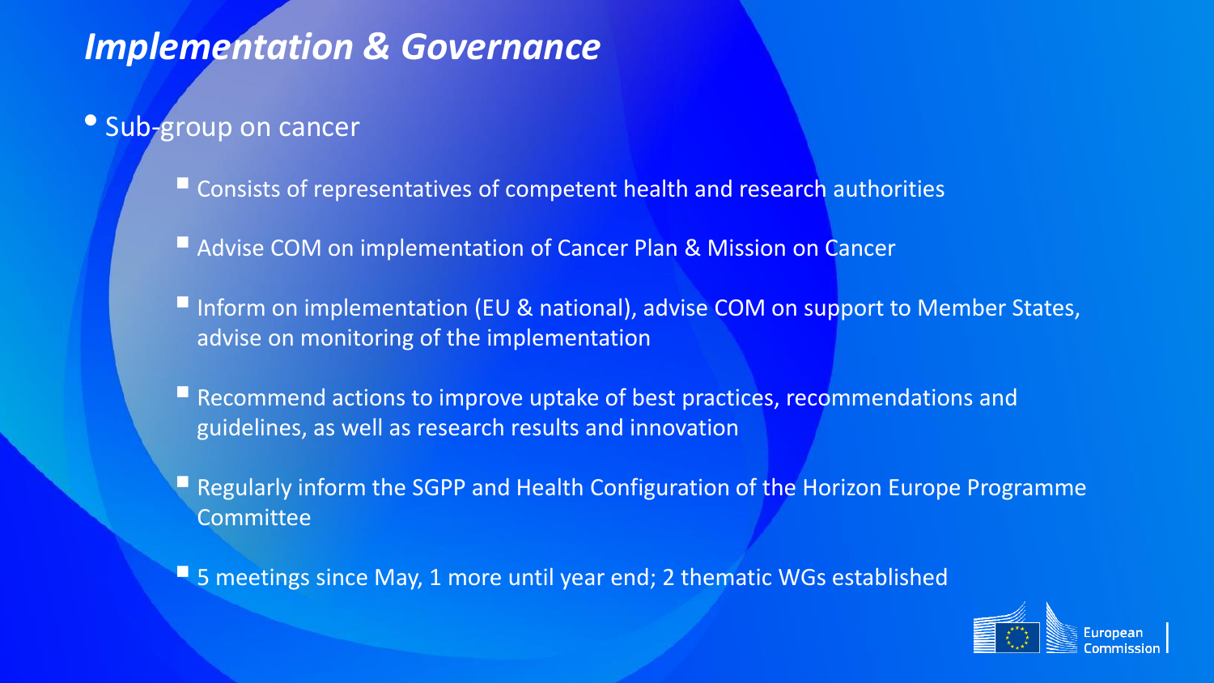# *Implementation & Governance*

- Sub-group on cancer
  - Consists of representatives of competent health and research authorities
  - Advise COM on implementation of Cancer Plan & Mission on Cancer
  - Inform on implementation (EU & national), advise COM on support to Member States, advise on monitoring of the implementation
  - Recommend actions to improve uptake of best practices, recommendations and guidelines, as well as research results and innovation
  - Regularly inform the SGPP and Health Configuration of the Horizon Europe Programme Committee
  - 5 meetings since May, 1 more until year end; 2 thematic WGs established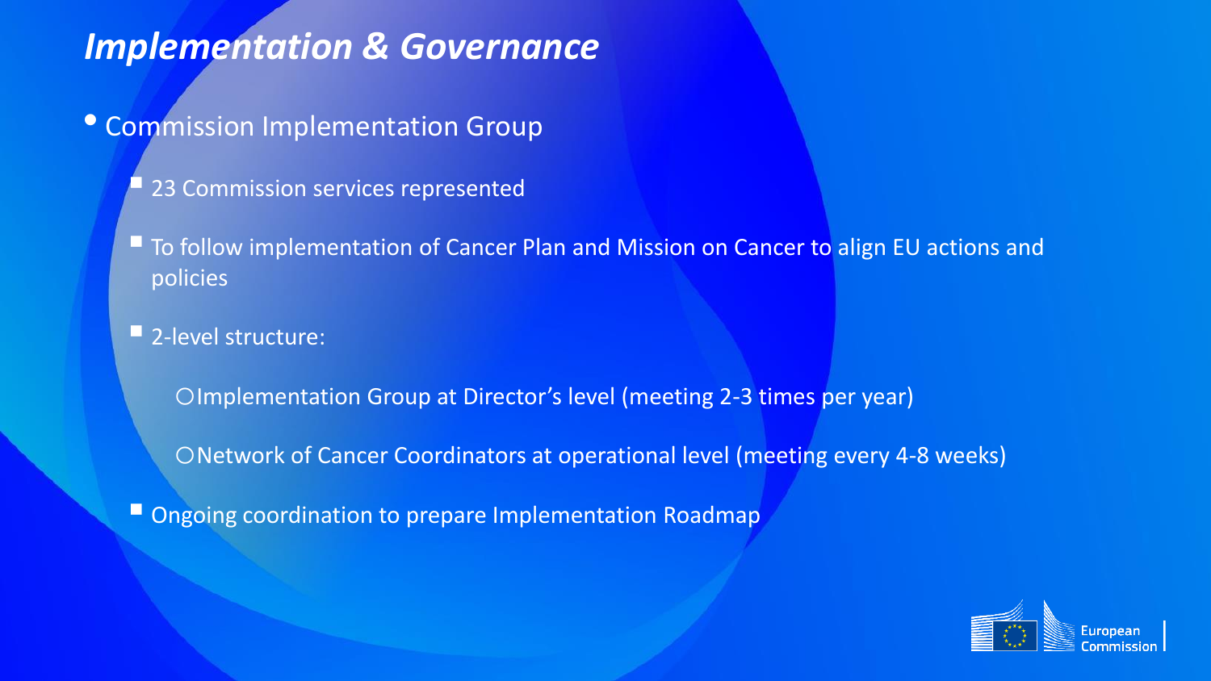# *Implementation & Governance*

- Commission Implementation Group
  - 23 Commission services represented
  - To follow implementation of Cancer Plan and Mission on Cancer to align EU actions and policies
  - 2-level structure:
    - Implementation Group at Director's level (meeting 2-3 times per year)
    - Network of Cancer Coordinators at operational level (meeting every 4-8 weeks)
  - Ongoing coordination to prepare Implementation Roadmap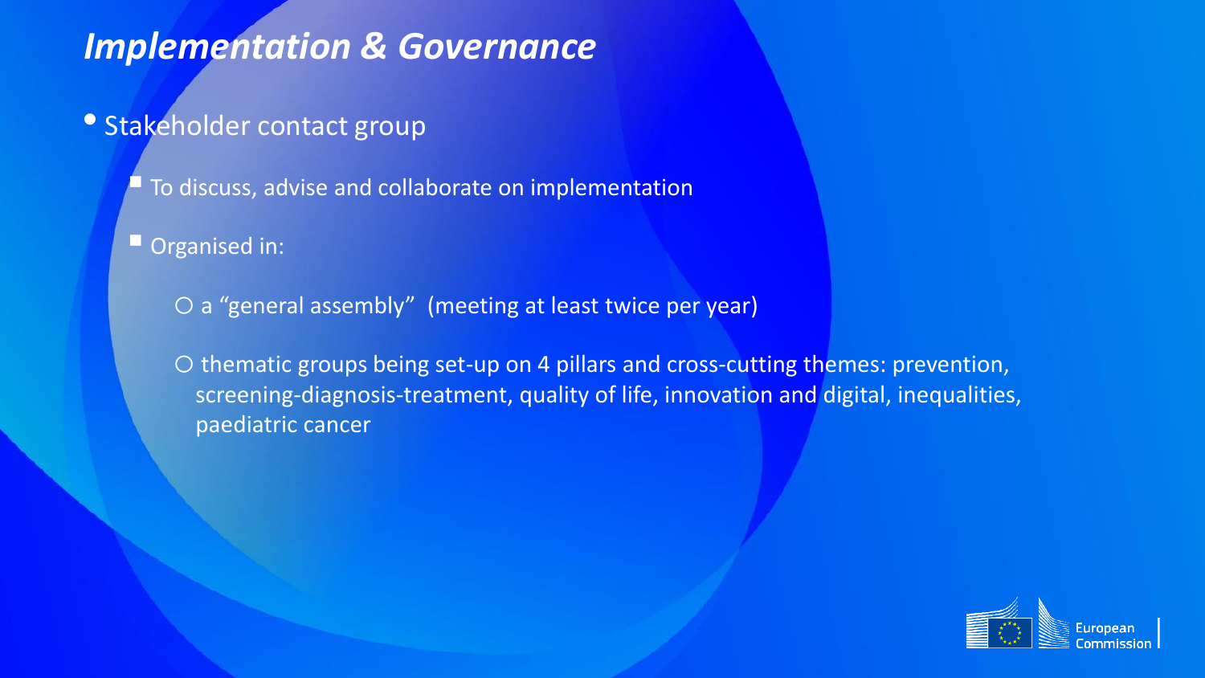# *Implementation & Governance*

- Stakeholder contact group
  - To discuss, advise and collaborate on implementation
  - Organised in:
    - a “general assembly” (meeting at least twice per year)
    - thematic groups being set-up on 4 pillars and cross-cutting themes: prevention, screening-diagnosis-treatment, quality of life, innovation and digital, inequalities, paediatric cancer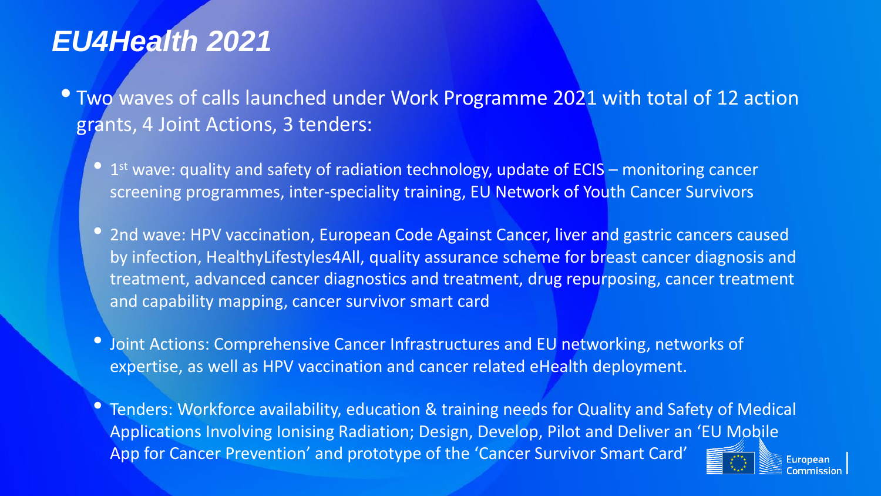# *EU4Health 2021*

- Two waves of calls launched under Work Programme 2021 with total of 12 action grants, 4 Joint Actions, 3 tenders:
  - 1st wave: quality and safety of radiation technology, update of ECIS – monitoring cancer screening programmes, inter-speciality training, EU Network of Youth Cancer Survivors
  - 2nd wave: HPV vaccination, European Code Against Cancer, liver and gastric cancers caused by infection, HealthyLifestyles4All, quality assurance scheme for breast cancer diagnosis and treatment, advanced cancer diagnostics and treatment, drug repurposing, cancer treatment and capability mapping, cancer survivor smart card
  - Joint Actions: Comprehensive Cancer Infrastructures and EU networking, networks of expertise, as well as HPV vaccination and cancer related eHealth deployment.
  - Tenders: Workforce availability, education & training needs for Quality and Safety of Medical Applications Involving Ionising Radiation; Design, Develop, Pilot and Deliver an 'EU Mobile App for Cancer Prevention' and prototype of the 'Cancer Survivor Smart Card'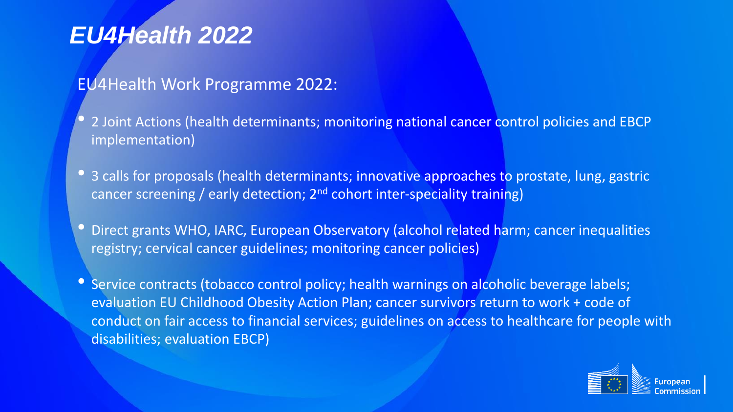# *EU4Health 2022*

EU4Health Work Programme 2022:

- 2 Joint Actions (health determinants; monitoring national cancer control policies and EBCP implementation)
- 3 calls for proposals (health determinants; innovative approaches to prostate, lung, gastric cancer screening / early detection; 2nd cohort inter-speciality training)
- Direct grants WHO, IARC, European Observatory (alcohol related harm; cancer inequalities registry; cervical cancer guidelines; monitoring cancer policies)
- Service contracts (tobacco control policy; health warnings on alcoholic beverage labels; evaluation EU Childhood Obesity Action Plan; cancer survivors return to work + code of conduct on fair access to financial services; guidelines on access to healthcare for people with disabilities; evaluation EBCP)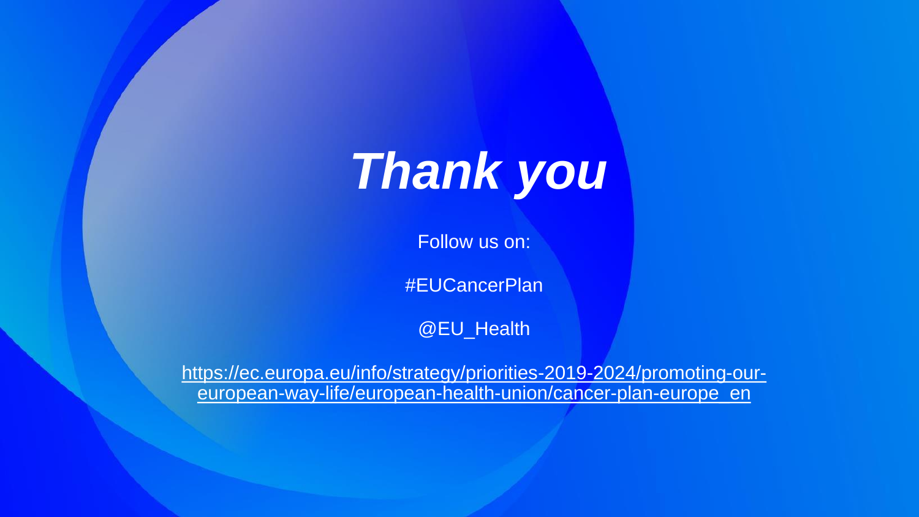# ***Thank you***

Follow us on:

#EUCancerPlan

@EU_Health

https://ec.europa.eu/info/strategy/priorities-2019-2024/promoting-our-european-way-life/european-health-union/cancer-plan-europe_en